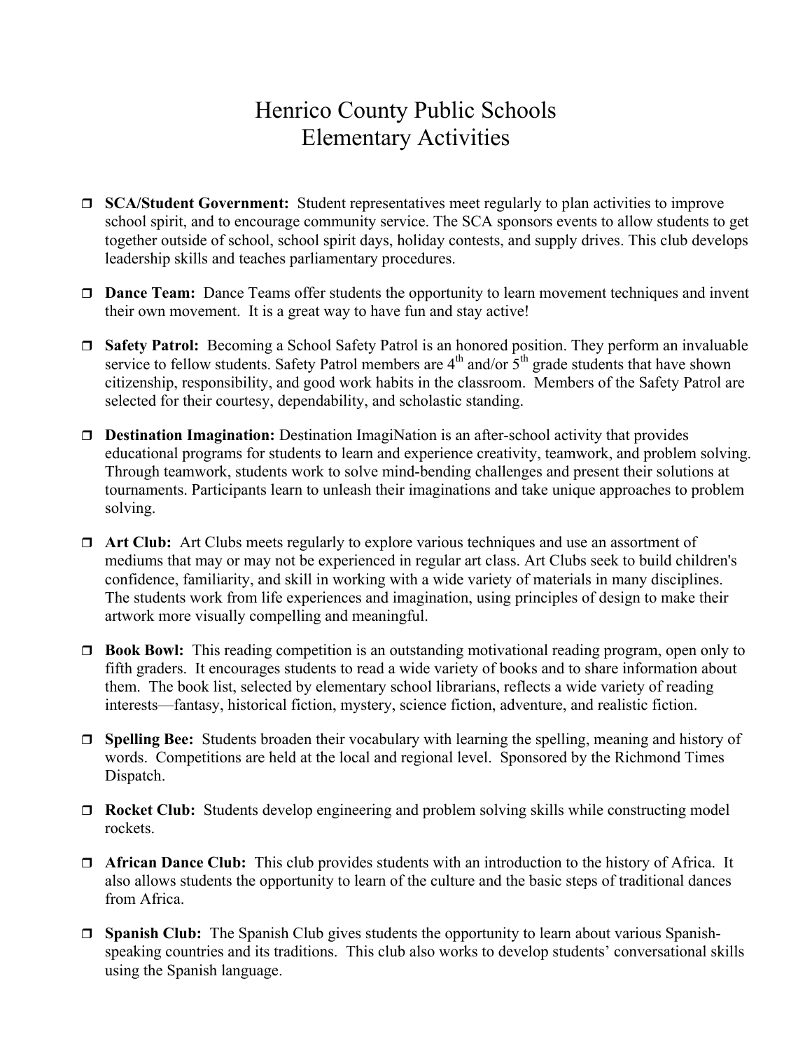# Henrico County Public Schools
# Elementary Activities

- **SCA/Student Government:** Student representatives meet regularly to plan activities to improve school spirit, and to encourage community service. The SCA sponsors events to allow students to get together outside of school, school spirit days, holiday contests, and supply drives. This club develops leadership skills and teaches parliamentary procedures.

- **Dance Team:** Dance Teams offer students the opportunity to learn movement techniques and invent their own movement. It is a great way to have fun and stay active!

- **Safety Patrol:** Becoming a School Safety Patrol is an honored position. They perform an invaluable service to fellow students. Safety Patrol members are 4th and/or 5th grade students that have shown citizenship, responsibility, and good work habits in the classroom. Members of the Safety Patrol are selected for their courtesy, dependability, and scholastic standing.

- **Destination Imagination:** Destination ImagiNation is an after-school activity that provides educational programs for students to learn and experience creativity, teamwork, and problem solving. Through teamwork, students work to solve mind-bending challenges and present their solutions at tournaments. Participants learn to unleash their imaginations and take unique approaches to problem solving.

- **Art Club:** Art Clubs meets regularly to explore various techniques and use an assortment of mediums that may or may not be experienced in regular art class. Art Clubs seek to build children's confidence, familiarity, and skill in working with a wide variety of materials in many disciplines. The students work from life experiences and imagination, using principles of design to make their artwork more visually compelling and meaningful.

- **Book Bowl:** This reading competition is an outstanding motivational reading program, open only to fifth graders. It encourages students to read a wide variety of books and to share information about them. The book list, selected by elementary school librarians, reflects a wide variety of reading interests—fantasy, historical fiction, mystery, science fiction, adventure, and realistic fiction.

- **Spelling Bee:** Students broaden their vocabulary with learning the spelling, meaning and history of words. Competitions are held at the local and regional level. Sponsored by the Richmond Times Dispatch.

- **Rocket Club:** Students develop engineering and problem solving skills while constructing model rockets.

- **African Dance Club:** This club provides students with an introduction to the history of Africa. It also allows students the opportunity to learn of the culture and the basic steps of traditional dances from Africa.

- **Spanish Club:** The Spanish Club gives students the opportunity to learn about various Spanish-speaking countries and its traditions. This club also works to develop students' conversational skills using the Spanish language.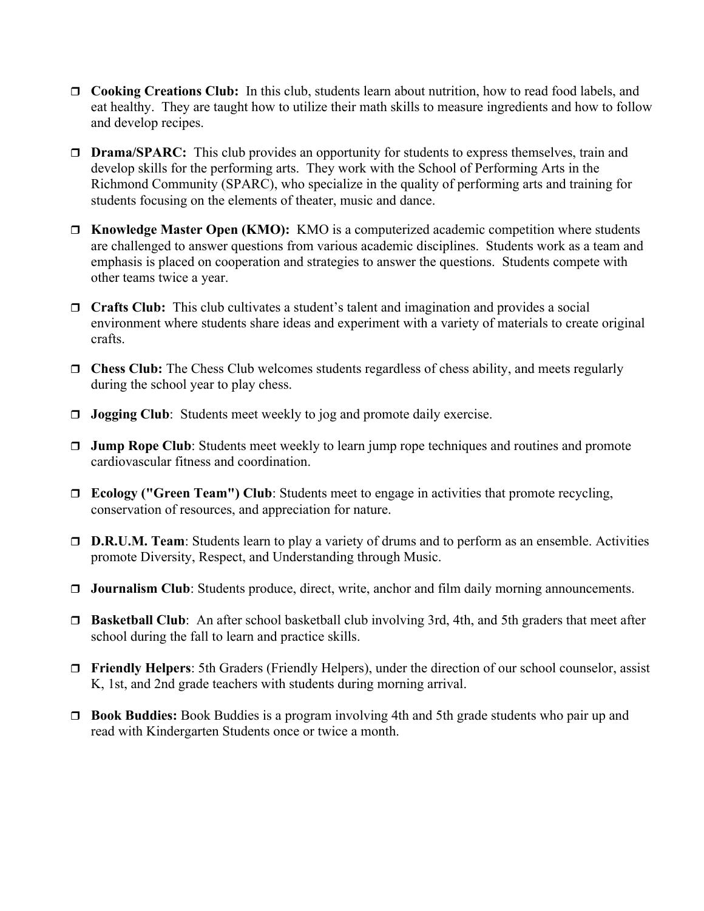- **Cooking Creations Club:** In this club, students learn about nutrition, how to read food labels, and eat healthy. They are taught how to utilize their math skills to measure ingredients and how to follow and develop recipes.

- **Drama/SPARC:** This club provides an opportunity for students to express themselves, train and develop skills for the performing arts. They work with the School of Performing Arts in the Richmond Community (SPARC), who specialize in the quality of performing arts and training for students focusing on the elements of theater, music and dance.

- **Knowledge Master Open (KMO):** KMO is a computerized academic competition where students are challenged to answer questions from various academic disciplines. Students work as a team and emphasis is placed on cooperation and strategies to answer the questions. Students compete with other teams twice a year.

- **Crafts Club:** This club cultivates a student's talent and imagination and provides a social environment where students share ideas and experiment with a variety of materials to create original crafts.

- **Chess Club:** The Chess Club welcomes students regardless of chess ability, and meets regularly during the school year to play chess.

- **Jogging Club**: Students meet weekly to jog and promote daily exercise.

- **Jump Rope Club**: Students meet weekly to learn jump rope techniques and routines and promote cardiovascular fitness and coordination.

- **Ecology ("Green Team") Club**: Students meet to engage in activities that promote recycling, conservation of resources, and appreciation for nature.

- **D.R.U.M. Team**: Students learn to play a variety of drums and to perform as an ensemble. Activities promote Diversity, Respect, and Understanding through Music.

- **Journalism Club**: Students produce, direct, write, anchor and film daily morning announcements.

- **Basketball Club**: An after school basketball club involving 3rd, 4th, and 5th graders that meet after school during the fall to learn and practice skills.

- **Friendly Helpers**: 5th Graders (Friendly Helpers), under the direction of our school counselor, assist K, 1st, and 2nd grade teachers with students during morning arrival.

- **Book Buddies:** Book Buddies is a program involving 4th and 5th grade students who pair up and read with Kindergarten Students once or twice a month.